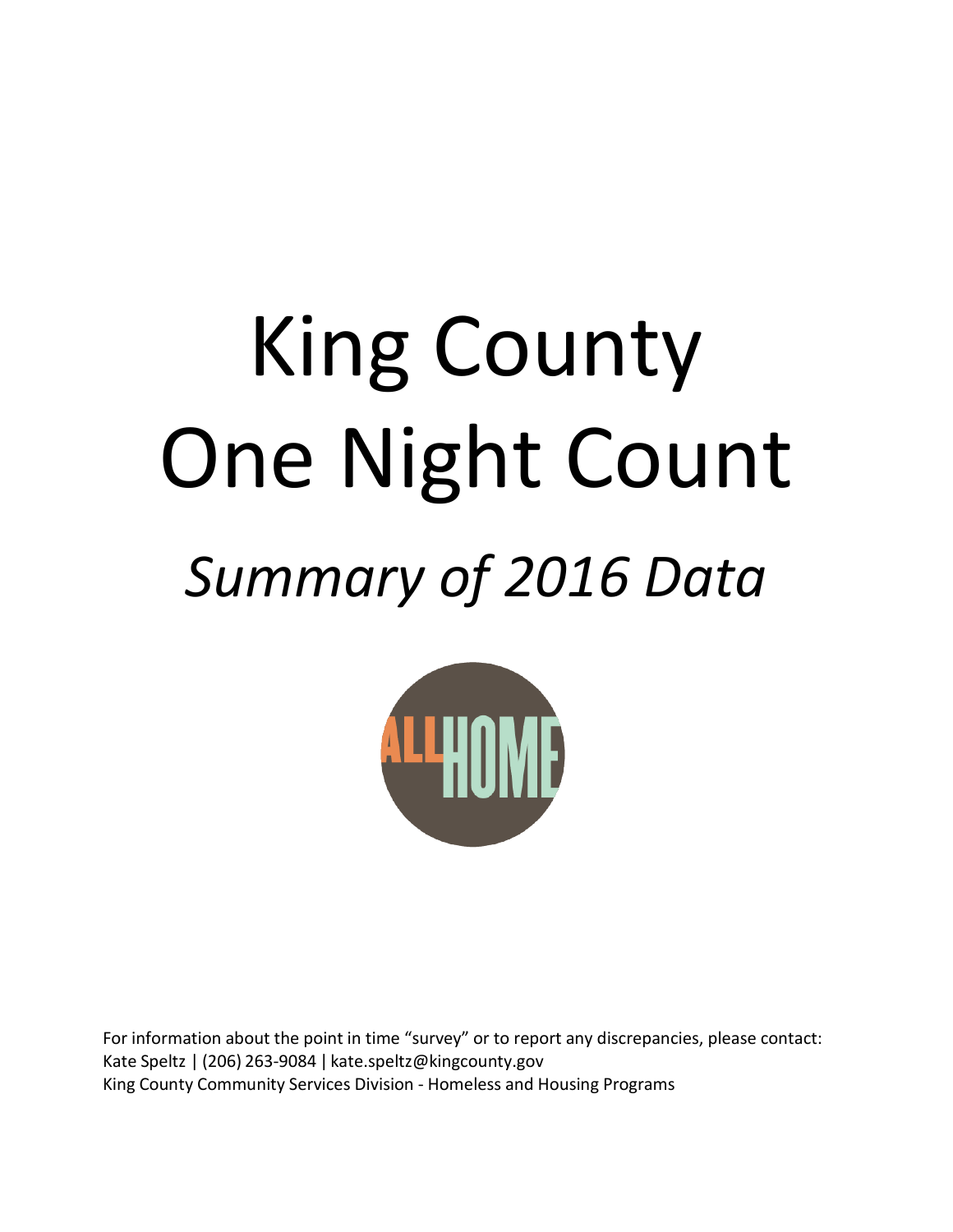# King County One Night Count

## *Summary of 2016 Data*

ALLHOME

For information about the point in time "survey" or to report any discrepancies, please contact:
Kate Speltz | (206) 263-9084 | kate.speltz@kingcounty.gov
King County Community Services Division - Homeless and Housing Programs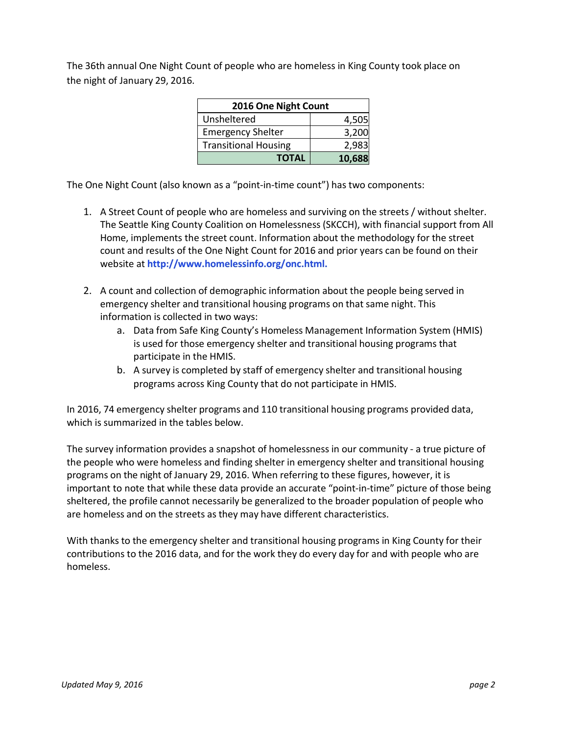The 36th annual One Night Count of people who are homeless in King County took place on the night of January 29, 2016.

| 2016 One Night Count | |
|---|---:|
| Unsheltered | 4,505 |
| Emergency Shelter | 3,200 |
| Transitional Housing | 2,983 |
| **TOTAL** | **10,688** |

The One Night Count (also known as a "point-in-time count") has two components:

1. A Street Count of people who are homeless and surviving on the streets / without shelter. The Seattle King County Coalition on Homelessness (SKCCH), with financial support from All Home, implements the street count. Information about the methodology for the street count and results of the One Night Count for 2016 and prior years can be found on their website at **http://www.homelessinfo.org/onc.html.**

2. A count and collection of demographic information about the people being served in emergency shelter and transitional housing programs on that same night. This information is collected in two ways:
   a. Data from Safe King County's Homeless Management Information System (HMIS) is used for those emergency shelter and transitional housing programs that participate in the HMIS.
   b. A survey is completed by staff of emergency shelter and transitional housing programs across King County that do not participate in HMIS.

In 2016, 74 emergency shelter programs and 110 transitional housing programs provided data, which is summarized in the tables below.

The survey information provides a snapshot of homelessness in our community - a true picture of the people who were homeless and finding shelter in emergency shelter and transitional housing programs on the night of January 29, 2016. When referring to these figures, however, it is important to note that while these data provide an accurate "point-in-time" picture of those being sheltered, the profile cannot necessarily be generalized to the broader population of people who are homeless and on the streets as they may have different characteristics.

With thanks to the emergency shelter and transitional housing programs in King County for their contributions to the 2016 data, and for the work they do every day for and with people who are homeless.

*Updated May 9, 2016*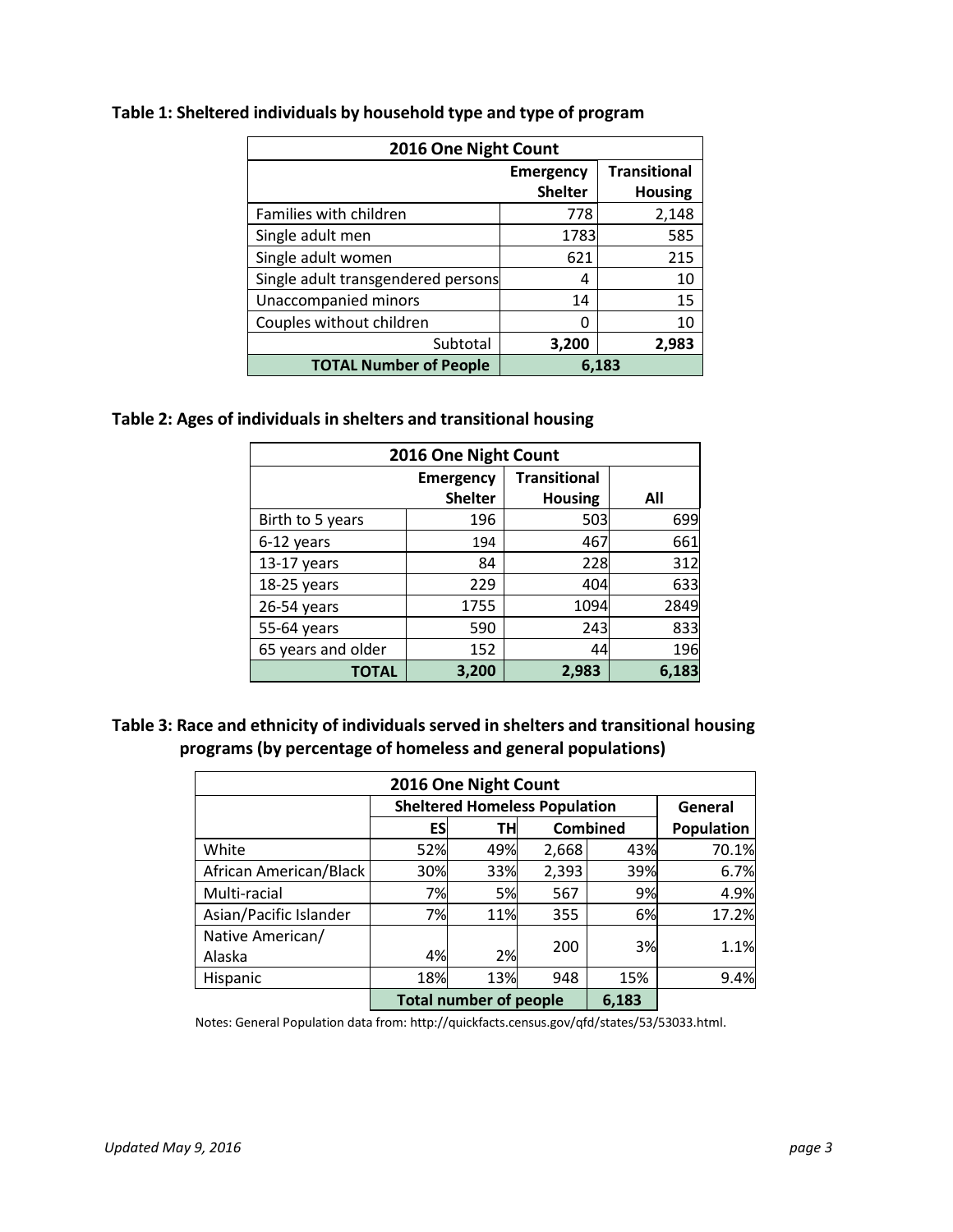**Table 1: Sheltered individuals by household type and type of program**

| 2016 One Night Count | | |
|---|---|---|
| | Emergency Shelter | Transitional Housing |
| Families with children | 778 | 2,148 |
| Single adult men | 1783 | 585 |
| Single adult women | 621 | 215 |
| Single adult transgendered persons | 4 | 10 |
| Unaccompanied minors | 14 | 15 |
| Couples without children | 0 | 10 |
| Subtotal | **3,200** | **2,983** |
| **TOTAL Number of People** | **6,183** | |

**Table 2: Ages of individuals in shelters and transitional housing**

| 2016 One Night Count | | | |
|---|---|---|---|
| | Emergency Shelter | Transitional Housing | All |
| Birth to 5 years | 196 | 503 | 699 |
| 6-12 years | 194 | 467 | 661 |
| 13-17 years | 84 | 228 | 312 |
| 18-25 years | 229 | 404 | 633 |
| 26-54 years | 1755 | 1094 | 2849 |
| 55-64 years | 590 | 243 | 833 |
| 65 years and older | 152 | 44 | 196 |
| **TOTAL** | **3,200** | **2,983** | **6,183** |

**Table 3: Race and ethnicity of individuals served in shelters and transitional housing programs (by percentage of homeless and general populations)**

| 2016 One Night Count | | | | | |
|---|---|---|---|---|---|
| | Sheltered Homeless Population | | | | General Population |
| | ES | TH | Combined | | |
| White | 52% | 49% | 2,668 | 43% | 70.1% |
| African American/Black | 30% | 33% | 2,393 | 39% | 6.7% |
| Multi-racial | 7% | 5% | 567 | 9% | 4.9% |
| Asian/Pacific Islander | 7% | 11% | 355 | 6% | 17.2% |
| Native American/ Alaska | 4% | 2% | 200 | 3% | 1.1% |
| Hispanic | 18% | 13% | 948 | 15% | 9.4% |
| | **Total number of people** | | | **6,183** | |

Notes: General Population data from: http://quickfacts.census.gov/qfd/states/53/53033.html.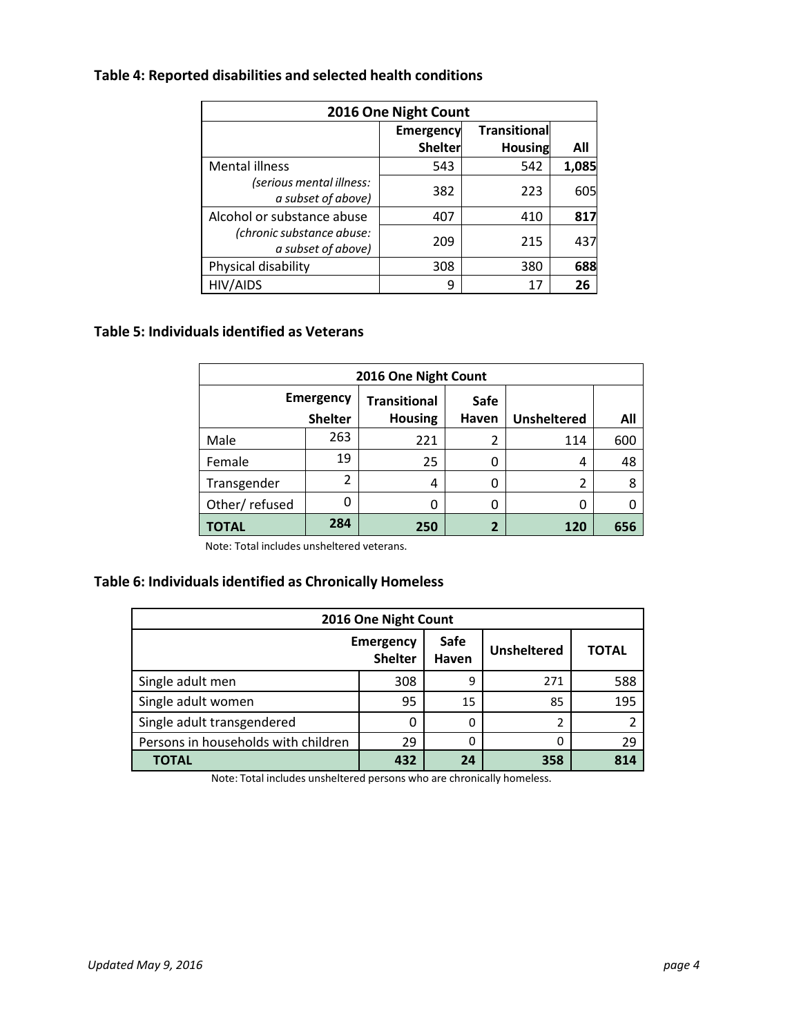### Table 4: Reported disabilities and selected health conditions

| 2016 One Night Count | | | |
|---|---|---|---|
| | Emergency Shelter | Transitional Housing | All |
| Mental illness | 543 | 542 | **1,085** |
| *(serious mental illness: a subset of above)* | 382 | 223 | 605 |
| Alcohol or substance abuse | 407 | 410 | **817** |
| *(chronic substance abuse: a subset of above)* | 209 | 215 | 437 |
| Physical disability | 308 | 380 | **688** |
| HIV/AIDS | 9 | 17 | **26** |

### Table 5: Individuals identified as Veterans

| 2016 One Night Count | | | | | |
|---|---|---|---|---|---|
| | Emergency Shelter | Transitional Housing | Safe Haven | Unsheltered | All |
| Male | 263 | 221 | 2 | 114 | 600 |
| Female | 19 | 25 | 0 | 4 | 48 |
| Transgender | 2 | 4 | 0 | 2 | 8 |
| Other/ refused | 0 | 0 | 0 | 0 | 0 |
| **TOTAL** | **284** | **250** | **2** | **120** | **656** |

Note: Total includes unsheltered veterans.

### Table 6: Individuals identified as Chronically Homeless

| 2016 One Night Count | | | | |
|---|---|---|---|---|
| | Emergency Shelter | Safe Haven | Unsheltered | TOTAL |
| Single adult men | 308 | 9 | 271 | 588 |
| Single adult women | 95 | 15 | 85 | 195 |
| Single adult transgendered | 0 | 0 | 2 | 2 |
| Persons in households with children | 29 | 0 | 0 | 29 |
| **TOTAL** | **432** | **24** | **358** | **814** |

Note: Total includes unsheltered persons who are chronically homeless.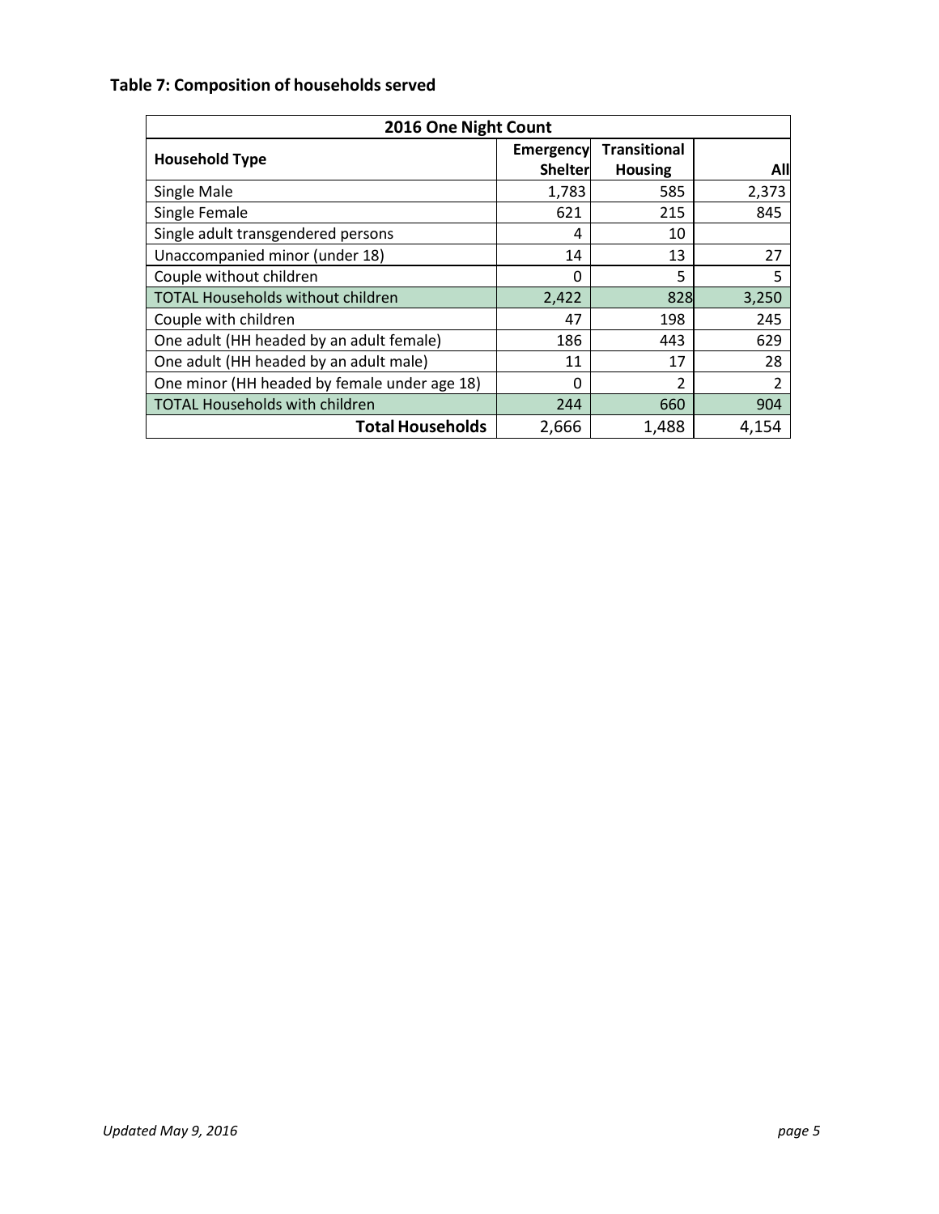**Table 7: Composition of households served**

| 2016 One Night Count | | | |
|---|---|---|---|
| **Household Type** | **Emergency Shelter** | **Transitional Housing** | **All** |
| Single Male | 1,783 | 585 | 2,373 |
| Single Female | 621 | 215 | 845 |
| Single adult transgendered persons | 4 | 10 | |
| Unaccompanied minor (under 18) | 14 | 13 | 27 |
| Couple without children | 0 | 5 | 5 |
| TOTAL Households without children | 2,422 | 828 | 3,250 |
| Couple with children | 47 | 198 | 245 |
| One adult (HH headed by an adult female) | 186 | 443 | 629 |
| One adult (HH headed by an adult male) | 11 | 17 | 28 |
| One minor (HH headed by female under age 18) | 0 | 2 | 2 |
| TOTAL Households with children | 244 | 660 | 904 |
| **Total Households** | 2,666 | 1,488 | 4,154 |

*Updated May 9, 2016*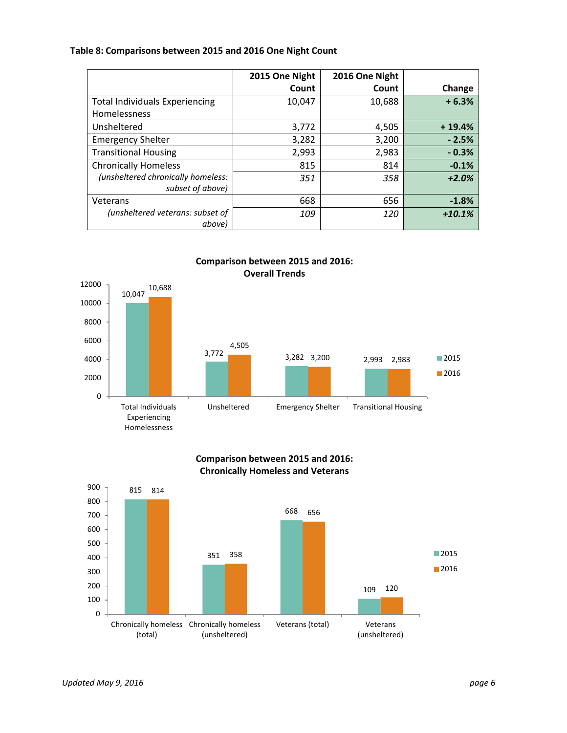**Table 8: Comparisons between 2015 and 2016 One Night Count**

| | 2015 One Night Count | 2016 One Night Count | Change |
|---|---|---|---|
| Total Individuals Experiencing Homelessness | 10,047 | 10,688 | **+ 6.3%** |
| Unsheltered | 3,772 | 4,505 | **+ 19.4%** |
| Emergency Shelter | 3,282 | 3,200 | **- 2.5%** |
| Transitional Housing | 2,993 | 2,983 | **- 0.3%** |
| Chronically Homeless | 815 | 814 | **-0.1%** |
| *(unsheltered chronically homeless: subset of above)* | *351* | *358* | ***+2.0%*** |
| Veterans | 668 | 656 | **-1.8%** |
| *(unsheltered veterans: subset of above)* | *109* | *120* | ***+10.1%*** |

**Comparison between 2015 and 2016: Overall Trends**

12000
10000
8000
6000
4000
2000
0

Total Individuals Experiencing Homelessness: 10,047 10,688
Unsheltered: 3,772 4,505
Emergency Shelter: 3,282 3,200
Transitional Housing: 2,993 2,983

2015
2016

**Comparison between 2015 and 2016: Chronically Homeless and Veterans**

900
800
700
600
500
400
300
200
100
0

Chronically homeless (total): 815 814
Chronically homeless (unsheltered): 351 358
Veterans (total): 668 656
Veterans (unsheltered): 109 120

2015
2016

*Updated May 9, 2016*